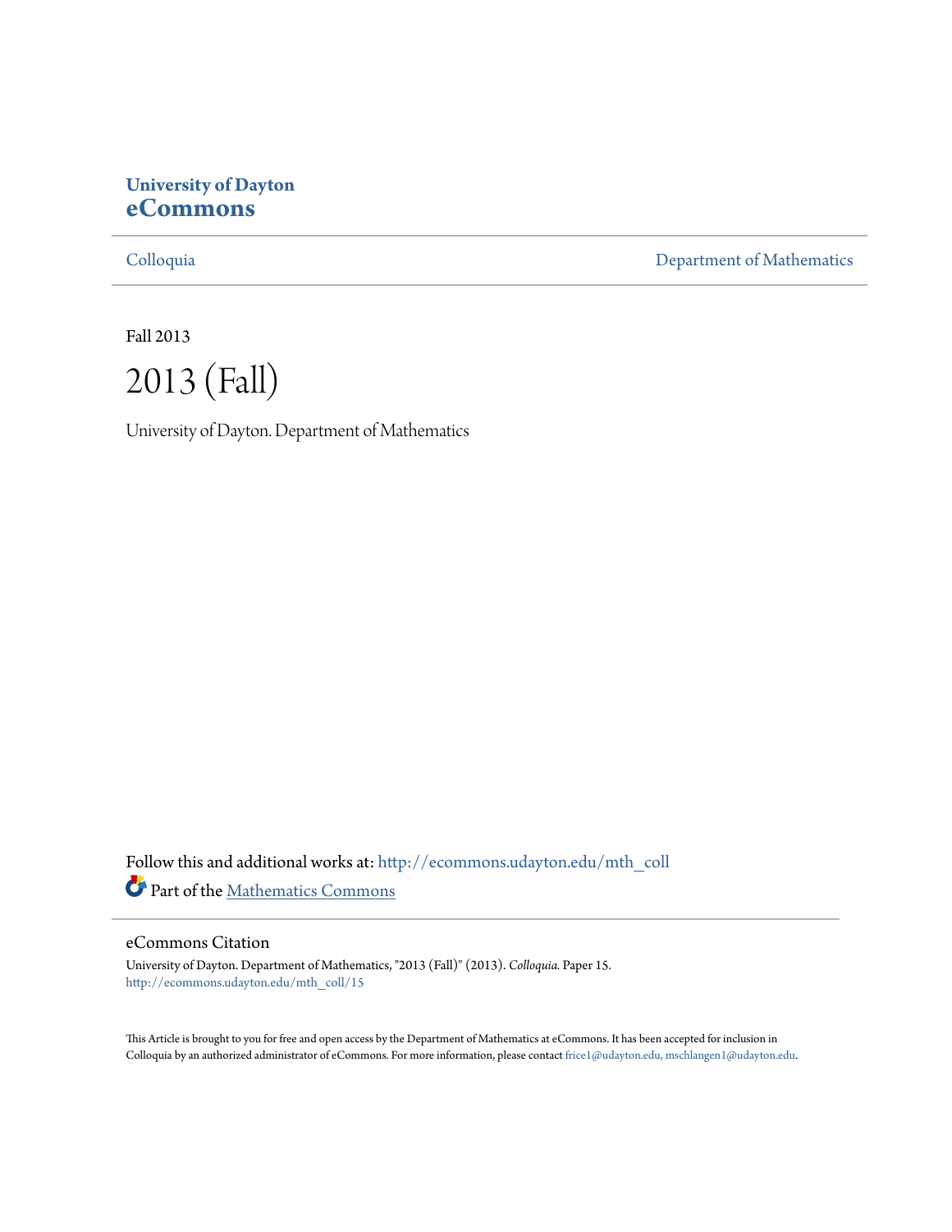**University of Dayton**
**eCommons**

Colloquia

Department of Mathematics

Fall 2013

# 2013 (Fall)

University of Dayton. Department of Mathematics

Follow this and additional works at: http://ecommons.udayton.edu/mth_coll

Part of the Mathematics Commons

## eCommons Citation

University of Dayton. Department of Mathematics, "2013 (Fall)" (2013). *Colloquia.* Paper 15.
http://ecommons.udayton.edu/mth_coll/15

This Article is brought to you for free and open access by the Department of Mathematics at eCommons. It has been accepted for inclusion in Colloquia by an authorized administrator of eCommons. For more information, please contact frice1@udayton.edu, mschlangen1@udayton.edu.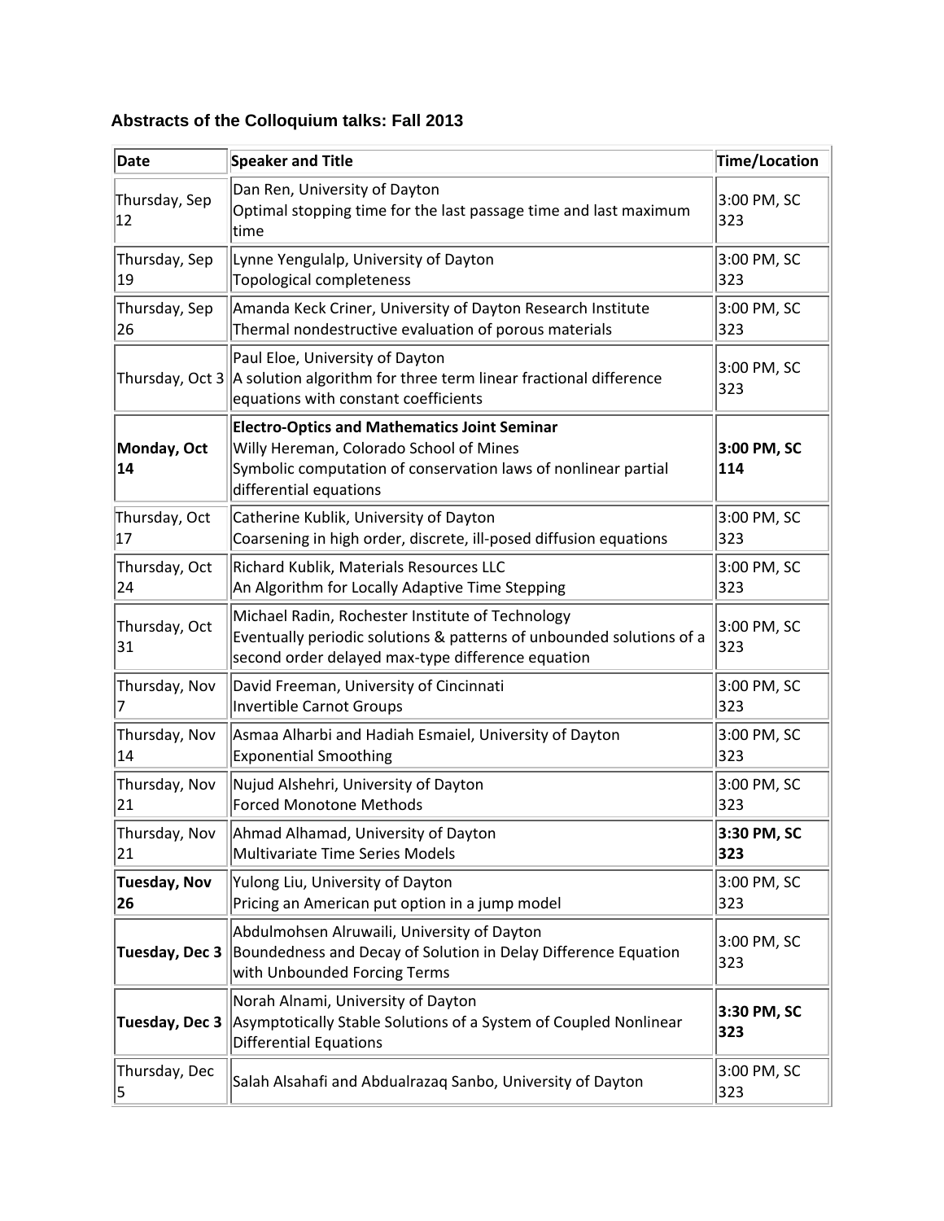## Abstracts of the Colloquium talks: Fall 2013

| Date | Speaker and Title | Time/Location |
|---|---|---|
| Thursday, Sep 12 | Dan Ren, University of Dayton<br>Optimal stopping time for the last passage time and last maximum time | 3:00 PM, SC 323 |
| Thursday, Sep 19 | Lynne Yengulalp, University of Dayton<br>Topological completeness | 3:00 PM, SC 323 |
| Thursday, Sep 26 | Amanda Keck Criner, University of Dayton Research Institute<br>Thermal nondestructive evaluation of porous materials | 3:00 PM, SC 323 |
| Thursday, Oct 3 | Paul Eloe, University of Dayton<br>A solution algorithm for three term linear fractional difference equations with constant coefficients | 3:00 PM, SC 323 |
| **Monday, Oct 14** | **Electro-Optics and Mathematics Joint Seminar**<br>Willy Hereman, Colorado School of Mines<br>Symbolic computation of conservation laws of nonlinear partial differential equations | **3:00 PM, SC 114** |
| Thursday, Oct 17 | Catherine Kublik, University of Dayton<br>Coarsening in high order, discrete, ill-posed diffusion equations | 3:00 PM, SC 323 |
| Thursday, Oct 24 | Richard Kublik, Materials Resources LLC<br>An Algorithm for Locally Adaptive Time Stepping | 3:00 PM, SC 323 |
| Thursday, Oct 31 | Michael Radin, Rochester Institute of Technology<br>Eventually periodic solutions & patterns of unbounded solutions of a second order delayed max-type difference equation | 3:00 PM, SC 323 |
| Thursday, Nov 7 | David Freeman, University of Cincinnati<br>Invertible Carnot Groups | 3:00 PM, SC 323 |
| Thursday, Nov 14 | Asmaa Alharbi and Hadiah Esmaiel, University of Dayton<br>Exponential Smoothing | 3:00 PM, SC 323 |
| Thursday, Nov 21 | Nujud Alshehri, University of Dayton<br>Forced Monotone Methods | 3:00 PM, SC 323 |
| Thursday, Nov 21 | Ahmad Alhamad, University of Dayton<br>Multivariate Time Series Models | **3:30 PM, SC 323** |
| **Tuesday, Nov 26** | Yulong Liu, University of Dayton<br>Pricing an American put option in a jump model | 3:00 PM, SC 323 |
| **Tuesday, Dec 3** | Abdulmohsen Alruwaili, University of Dayton<br>Boundedness and Decay of Solution in Delay Difference Equation with Unbounded Forcing Terms | 3:00 PM, SC 323 |
| **Tuesday, Dec 3** | Norah Alnami, University of Dayton<br>Asymptotically Stable Solutions of a System of Coupled Nonlinear Differential Equations | **3:30 PM, SC 323** |
| Thursday, Dec 5 | Salah Alsahafi and Abdualrazaq Sanbo, University of Dayton | 3:00 PM, SC 323 |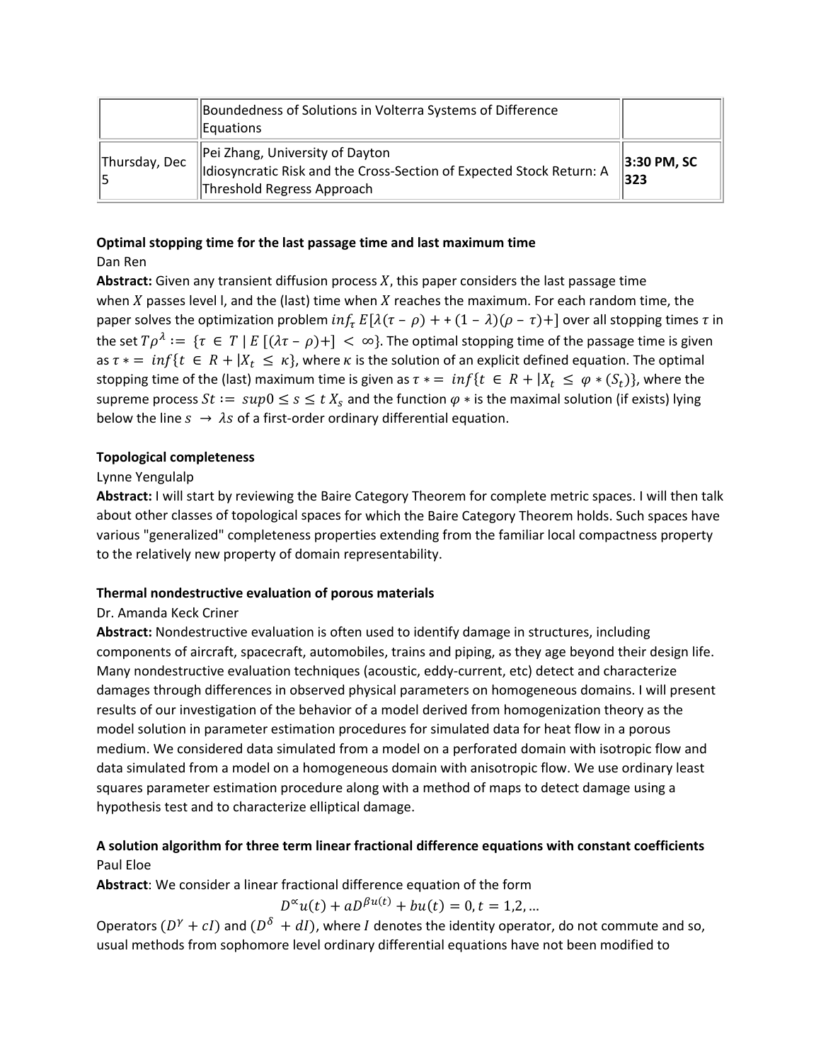| | | |
|---|---|---|
| | Boundedness of Solutions in Volterra Systems of Difference Equations | |
| Thursday, Dec 5 | Pei Zhang, University of Dayton<br>Idiosyncratic Risk and the Cross-Section of Expected Stock Return: A Threshold Regress Approach | **3:30 PM, SC 323** |

**Optimal stopping time for the last passage time and last maximum time**
Dan Ren
**Abstract:** Given any transient diffusion process $X$, this paper considers the last passage time when $X$ passes level l, and the (last) time when $X$ reaches the maximum. For each random time, the paper solves the optimization problem $inf_{\tau}\, E[\lambda(\tau - \rho) + + (1 - \lambda)(\rho - \tau)+]$ over all stopping times $\tau$ in the set $T\rho^{\lambda} := \{\tau \in T \mid E\,[(\lambda\tau - \rho)+] < \infty\}$. The optimal stopping time of the passage time is given as $\tau * = inf\{t \in R + | X_t \leq \kappa\}$, where $\kappa$ is the solution of an explicit defined equation. The optimal stopping time of the (last) maximum time is given as $\tau * = inf\{t \in R + | X_t \leq \varphi * (S_t)\}$, where the supreme process $St := sup0 \leq s \leq t\, X_s$ and the function $\varphi *$ is the maximal solution (if exists) lying below the line $s \rightarrow \lambda s$ of a first-order ordinary differential equation.

**Topological completeness**
Lynne Yengulalp
**Abstract:** I will start by reviewing the Baire Category Theorem for complete metric spaces. I will then talk about other classes of topological spaces for which the Baire Category Theorem holds. Such spaces have various "generalized" completeness properties extending from the familiar local compactness property to the relatively new property of domain representability.

**Thermal nondestructive evaluation of porous materials**
Dr. Amanda Keck Criner
**Abstract:** Nondestructive evaluation is often used to identify damage in structures, including components of aircraft, spacecraft, automobiles, trains and piping, as they age beyond their design life. Many nondestructive evaluation techniques (acoustic, eddy-current, etc) detect and characterize damages through differences in observed physical parameters on homogeneous domains. I will present results of our investigation of the behavior of a model derived from homogenization theory as the model solution in parameter estimation procedures for simulated data for heat flow in a porous medium. We considered data simulated from a model on a perforated domain with isotropic flow and data simulated from a model on a homogeneous domain with anisotropic flow. We use ordinary least squares parameter estimation procedure along with a method of maps to detect damage using a hypothesis test and to characterize elliptical damage.

**A solution algorithm for three term linear fractional difference equations with constant coefficients**
Paul Eloe
**Abstract**: We consider a linear fractional difference equation of the form

$$D^{\propto}u(t) + aD^{\beta u(t)} + bu(t) = 0, t = 1,2, \ldots$$

Operators $(D^{\gamma} + cI)$ and $(D^{\delta} + dI)$, where $I$ denotes the identity operator, do not commute and so, usual methods from sophomore level ordinary differential equations have not been modified to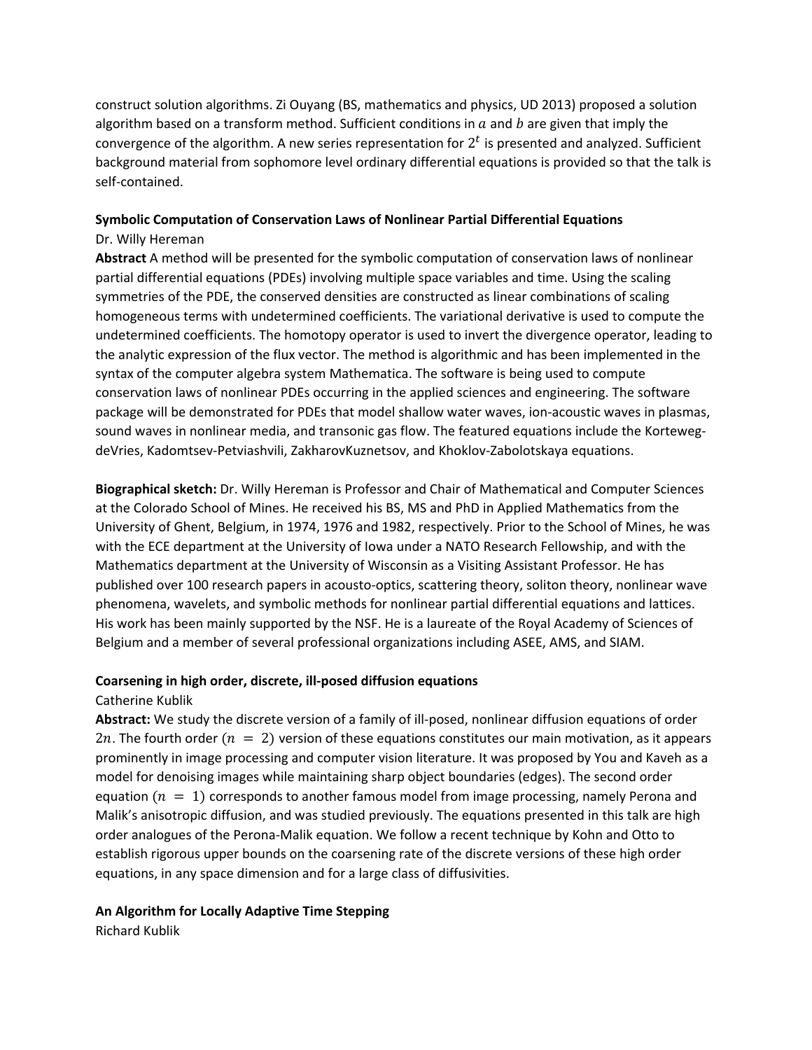construct solution algorithms. Zi Ouyang (BS, mathematics and physics, UD 2013) proposed a solution algorithm based on a transform method. Sufficient conditions in $a$ and $b$ are given that imply the convergence of the algorithm. A new series representation for $2^t$ is presented and analyzed. Sufficient background material from sophomore level ordinary differential equations is provided so that the talk is self-contained.

**Symbolic Computation of Conservation Laws of Nonlinear Partial Differential Equations**

Dr. Willy Hereman

**Abstract** A method will be presented for the symbolic computation of conservation laws of nonlinear partial differential equations (PDEs) involving multiple space variables and time. Using the scaling symmetries of the PDE, the conserved densities are constructed as linear combinations of scaling homogeneous terms with undetermined coefficients. The variational derivative is used to compute the undetermined coefficients. The homotopy operator is used to invert the divergence operator, leading to the analytic expression of the flux vector. The method is algorithmic and has been implemented in the syntax of the computer algebra system Mathematica. The software is being used to compute conservation laws of nonlinear PDEs occurring in the applied sciences and engineering. The software package will be demonstrated for PDEs that model shallow water waves, ion-acoustic waves in plasmas, sound waves in nonlinear media, and transonic gas flow. The featured equations include the Korteweg-deVries, Kadomtsev-Petviashvili, ZakharovKuznetsov, and Khoklov-Zabolotskaya equations.

**Biographical sketch:** Dr. Willy Hereman is Professor and Chair of Mathematical and Computer Sciences at the Colorado School of Mines. He received his BS, MS and PhD in Applied Mathematics from the University of Ghent, Belgium, in 1974, 1976 and 1982, respectively. Prior to the School of Mines, he was with the ECE department at the University of Iowa under a NATO Research Fellowship, and with the Mathematics department at the University of Wisconsin as a Visiting Assistant Professor. He has published over 100 research papers in acousto-optics, scattering theory, soliton theory, nonlinear wave phenomena, wavelets, and symbolic methods for nonlinear partial differential equations and lattices. His work has been mainly supported by the NSF. He is a laureate of the Royal Academy of Sciences of Belgium and a member of several professional organizations including ASEE, AMS, and SIAM.

**Coarsening in high order, discrete, ill-posed diffusion equations**

Catherine Kublik

**Abstract:** We study the discrete version of a family of ill-posed, nonlinear diffusion equations of order $2n$. The fourth order ($n = 2$) version of these equations constitutes our main motivation, as it appears prominently in image processing and computer vision literature. It was proposed by You and Kaveh as a model for denoising images while maintaining sharp object boundaries (edges). The second order equation ($n = 1$) corresponds to another famous model from image processing, namely Perona and Malik's anisotropic diffusion, and was studied previously. The equations presented in this talk are high order analogues of the Perona-Malik equation. We follow a recent technique by Kohn and Otto to establish rigorous upper bounds on the coarsening rate of the discrete versions of these high order equations, in any space dimension and for a large class of diffusivities.

**An Algorithm for Locally Adaptive Time Stepping**

Richard Kublik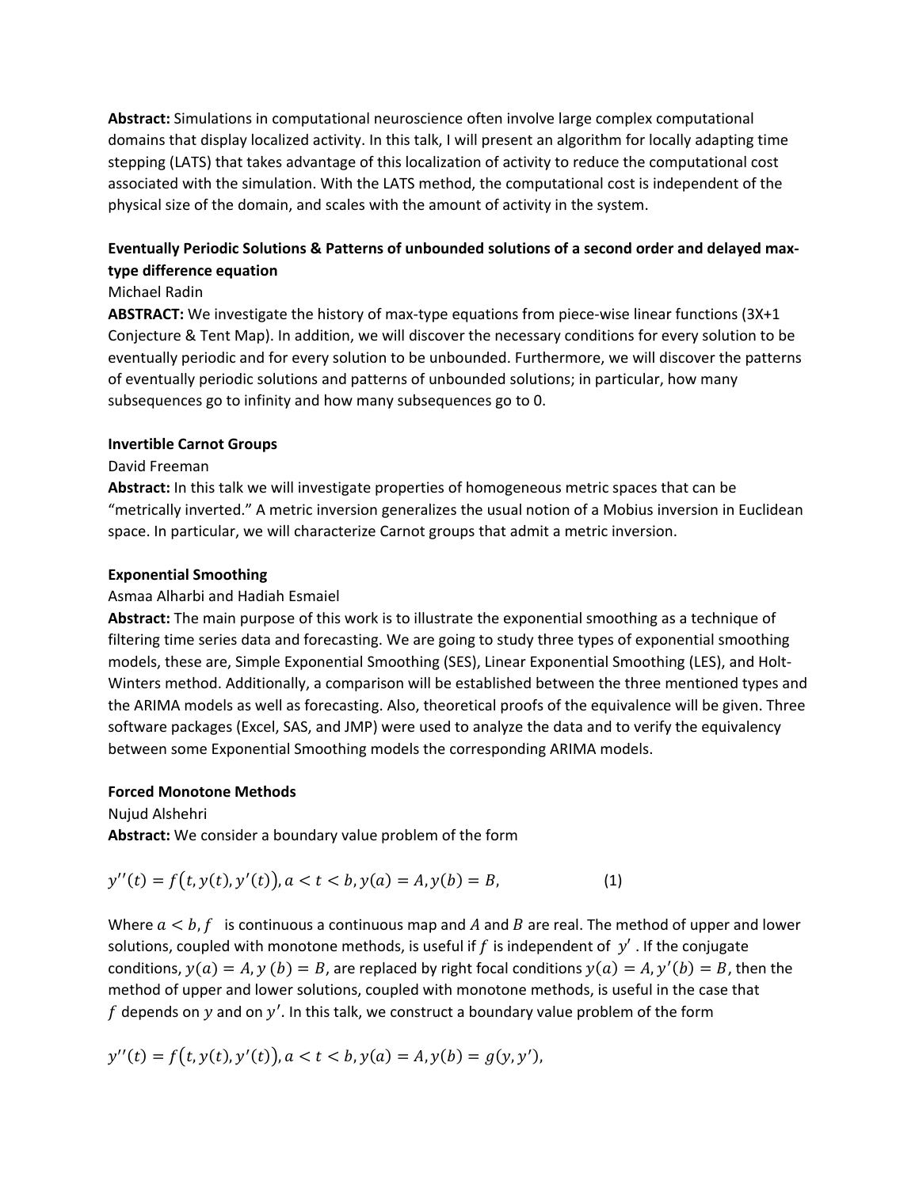**Abstract:** Simulations in computational neuroscience often involve large complex computational domains that display localized activity. In this talk, I will present an algorithm for locally adapting time stepping (LATS) that takes advantage of this localization of activity to reduce the computational cost associated with the simulation. With the LATS method, the computational cost is independent of the physical size of the domain, and scales with the amount of activity in the system.

**Eventually Periodic Solutions & Patterns of unbounded solutions of a second order and delayed max-type difference equation**

Michael Radin

**ABSTRACT:** We investigate the history of max-type equations from piece-wise linear functions (3X+1 Conjecture & Tent Map). In addition, we will discover the necessary conditions for every solution to be eventually periodic and for every solution to be unbounded. Furthermore, we will discover the patterns of eventually periodic solutions and patterns of unbounded solutions; in particular, how many subsequences go to infinity and how many subsequences go to 0.

**Invertible Carnot Groups**

David Freeman

**Abstract:** In this talk we will investigate properties of homogeneous metric spaces that can be "metrically inverted." A metric inversion generalizes the usual notion of a Mobius inversion in Euclidean space. In particular, we will characterize Carnot groups that admit a metric inversion.

**Exponential Smoothing**

Asmaa Alharbi and Hadiah Esmaiel

**Abstract:** The main purpose of this work is to illustrate the exponential smoothing as a technique of filtering time series data and forecasting. We are going to study three types of exponential smoothing models, these are, Simple Exponential Smoothing (SES), Linear Exponential Smoothing (LES), and Holt-Winters method. Additionally, a comparison will be established between the three mentioned types and the ARIMA models as well as forecasting. Also, theoretical proofs of the equivalence will be given. Three software packages (Excel, SAS, and JMP) were used to analyze the data and to verify the equivalency between some Exponential Smoothing models the corresponding ARIMA models.

**Forced Monotone Methods**

Nujud Alshehri

**Abstract:** We consider a boundary value problem of the form

$$y''(t) = f\big(t, y(t), y'(t)\big), a < t < b, y(a) = A, y(b) = B, \qquad (1)$$

Where $a < b, f$ is continuous a continuous map and $A$ and $B$ are real. The method of upper and lower solutions, coupled with monotone methods, is useful if $f$ is independent of $y'$. If the conjugate conditions, $y(a) = A, y(b) = B$, are replaced by right focal conditions $y(a) = A, y'(b) = B$, then the method of upper and lower solutions, coupled with monotone methods, is useful in the case that $f$ depends on $y$ and on $y'$. In this talk, we construct a boundary value problem of the form

$$y''(t) = f\big(t, y(t), y'(t)\big), a < t < b, y(a) = A, y(b) = g(y, y'),$$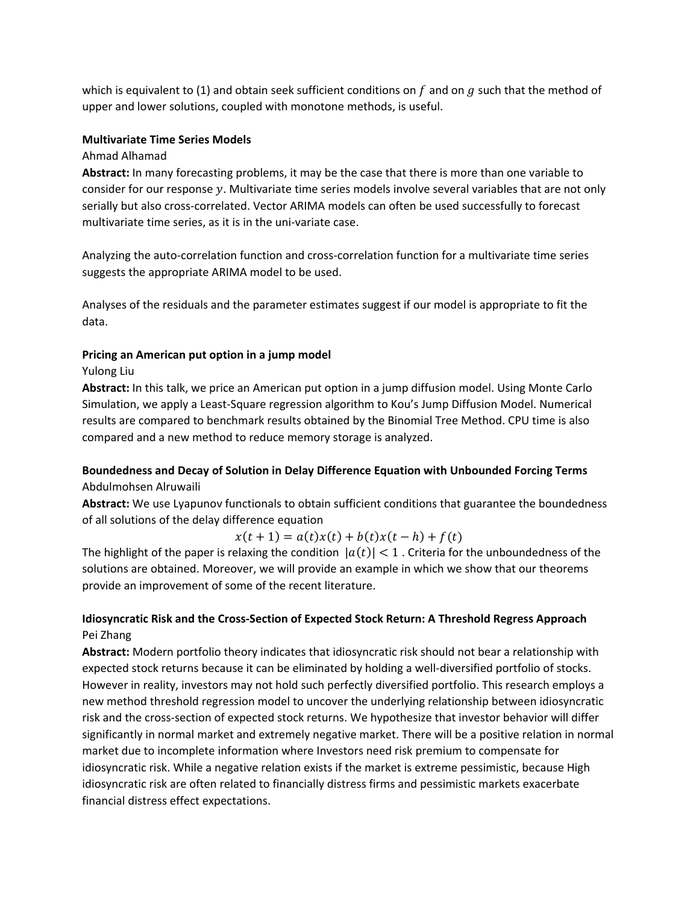which is equivalent to (1) and obtain seek sufficient conditions on $f$ and on $g$ such that the method of upper and lower solutions, coupled with monotone methods, is useful.

**Multivariate Time Series Models**

Ahmad Alhamad

**Abstract:** In many forecasting problems, it may be the case that there is more than one variable to consider for our response $y$. Multivariate time series models involve several variables that are not only serially but also cross-correlated. Vector ARIMA models can often be used successfully to forecast multivariate time series, as it is in the uni-variate case.

Analyzing the auto-correlation function and cross-correlation function for a multivariate time series suggests the appropriate ARIMA model to be used.

Analyses of the residuals and the parameter estimates suggest if our model is appropriate to fit the data.

**Pricing an American put option in a jump model**

Yulong Liu

**Abstract:** In this talk, we price an American put option in a jump diffusion model. Using Monte Carlo Simulation, we apply a Least-Square regression algorithm to Kou's Jump Diffusion Model. Numerical results are compared to benchmark results obtained by the Binomial Tree Method. CPU time is also compared and a new method to reduce memory storage is analyzed.

**Boundedness and Decay of Solution in Delay Difference Equation with Unbounded Forcing Terms**

Abdulmohsen Alruwaili

**Abstract:** We use Lyapunov functionals to obtain sufficient conditions that guarantee the boundedness of all solutions of the delay difference equation

$$x(t+1) = a(t)x(t) + b(t)x(t-h) + f(t)$$

The highlight of the paper is relaxing the condition $|a(t)| < 1$. Criteria for the unboundedness of the solutions are obtained. Moreover, we will provide an example in which we show that our theorems provide an improvement of some of the recent literature.

**Idiosyncratic Risk and the Cross-Section of Expected Stock Return: A Threshold Regress Approach**

Pei Zhang

**Abstract:** Modern portfolio theory indicates that idiosyncratic risk should not bear a relationship with expected stock returns because it can be eliminated by holding a well-diversified portfolio of stocks. However in reality, investors may not hold such perfectly diversified portfolio. This research employs a new method threshold regression model to uncover the underlying relationship between idiosyncratic risk and the cross-section of expected stock returns. We hypothesize that investor behavior will differ significantly in normal market and extremely negative market. There will be a positive relation in normal market due to incomplete information where Investors need risk premium to compensate for idiosyncratic risk. While a negative relation exists if the market is extreme pessimistic, because High idiosyncratic risk are often related to financially distress firms and pessimistic markets exacerbate financial distress effect expectations.